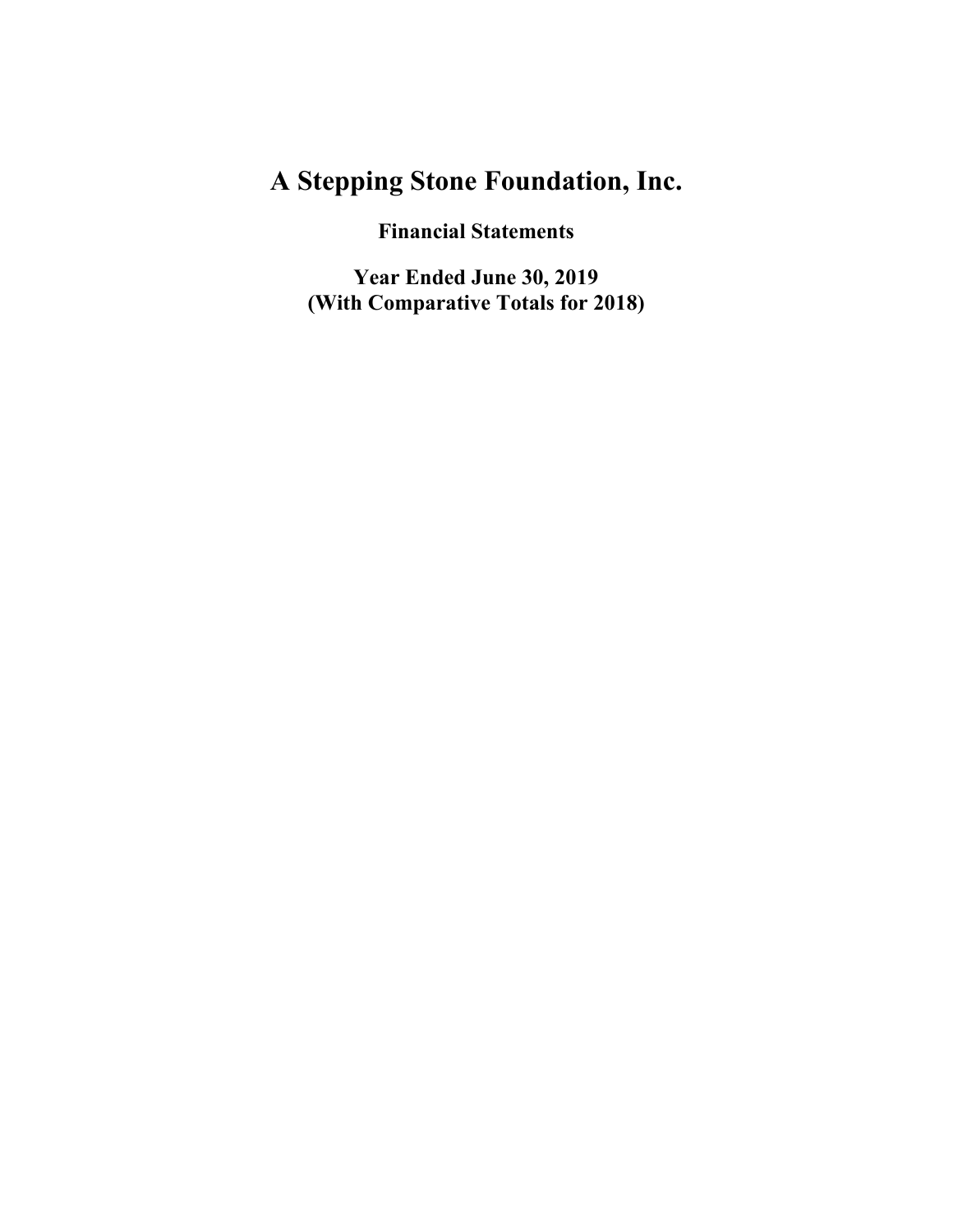# A Stepping Stone Foundation, Inc.

**Financial Statements**

**Year Ended June 30, 2019**
**(With Comparative Totals for 2018)**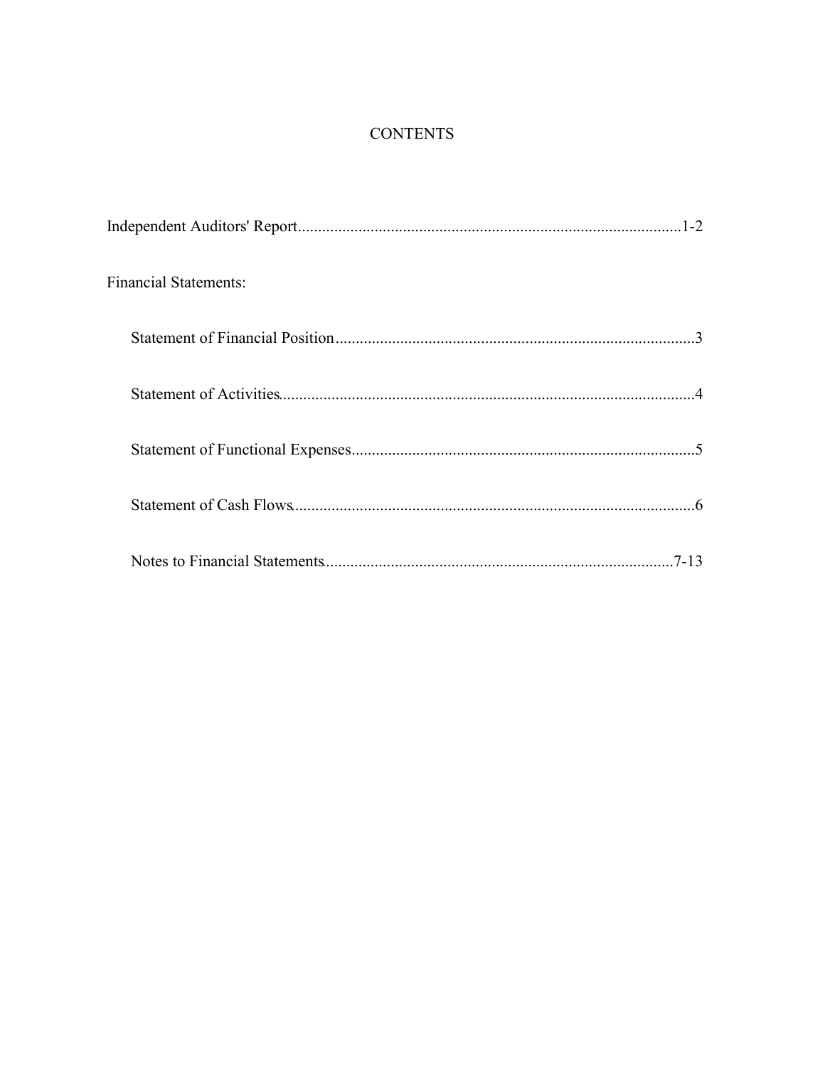# CONTENTS

Independent Auditors' Report.............................................................................................1-2

Financial Statements:

- Statement of Financial Position.........................................................................................3
- Statement of Activities......................................................................................................4
- Statement of Functional Expenses....................................................................................5
- Statement of Cash Flows...................................................................................................6
- Notes to Financial Statements.......................................................................................7-13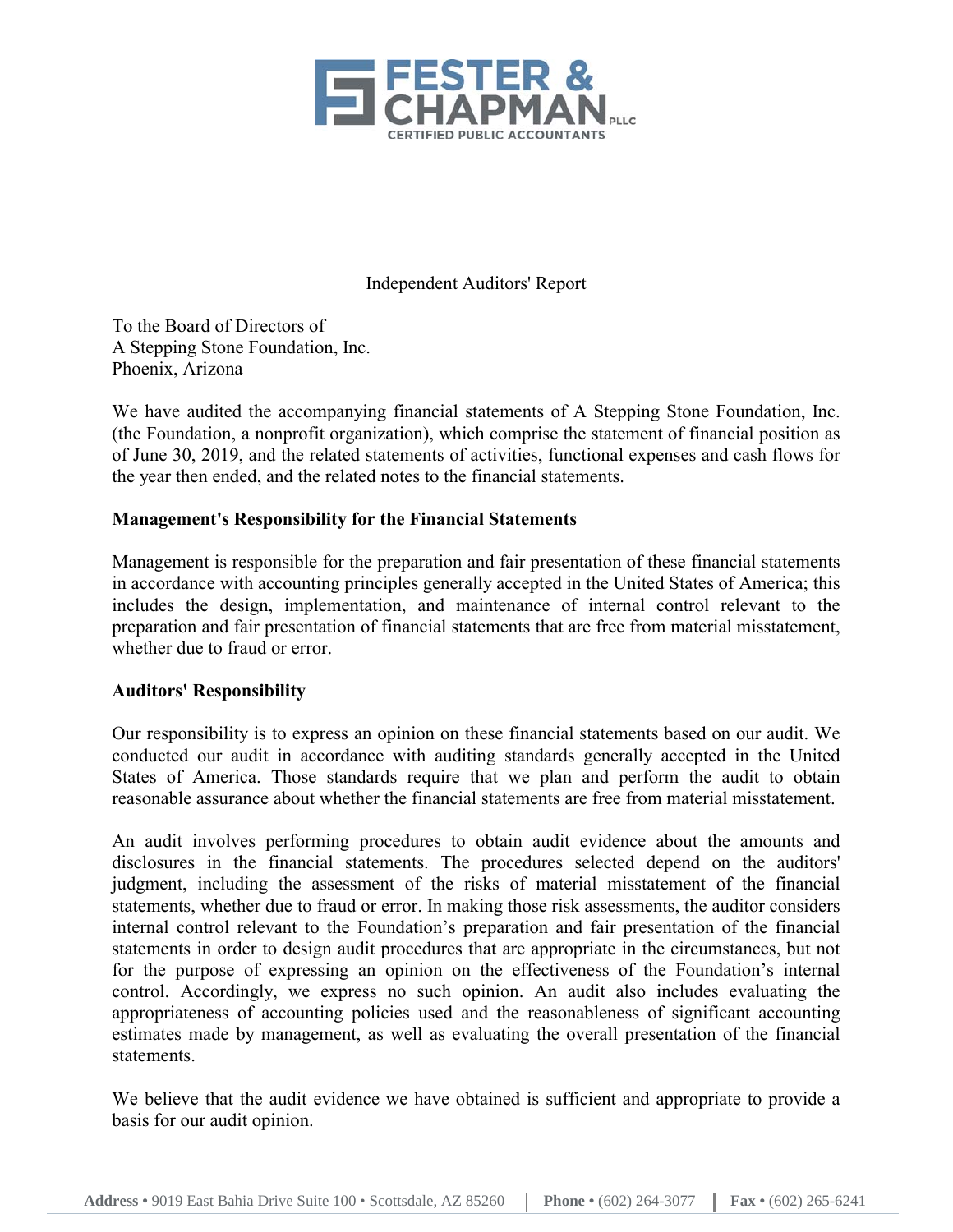FESTER & CHAPMAN PLLC
CERTIFIED PUBLIC ACCOUNTANTS

Independent Auditors' Report

To the Board of Directors of
A Stepping Stone Foundation, Inc.
Phoenix, Arizona

We have audited the accompanying financial statements of A Stepping Stone Foundation, Inc. (the Foundation, a nonprofit organization), which comprise the statement of financial position as of June 30, 2019, and the related statements of activities, functional expenses and cash flows for the year then ended, and the related notes to the financial statements.

**Management's Responsibility for the Financial Statements**

Management is responsible for the preparation and fair presentation of these financial statements in accordance with accounting principles generally accepted in the United States of America; this includes the design, implementation, and maintenance of internal control relevant to the preparation and fair presentation of financial statements that are free from material misstatement, whether due to fraud or error.

**Auditors' Responsibility**

Our responsibility is to express an opinion on these financial statements based on our audit. We conducted our audit in accordance with auditing standards generally accepted in the United States of America. Those standards require that we plan and perform the audit to obtain reasonable assurance about whether the financial statements are free from material misstatement.

An audit involves performing procedures to obtain audit evidence about the amounts and disclosures in the financial statements. The procedures selected depend on the auditors' judgment, including the assessment of the risks of material misstatement of the financial statements, whether due to fraud or error. In making those risk assessments, the auditor considers internal control relevant to the Foundation's preparation and fair presentation of the financial statements in order to design audit procedures that are appropriate in the circumstances, but not for the purpose of expressing an opinion on the effectiveness of the Foundation's internal control. Accordingly, we express no such opinion. An audit also includes evaluating the appropriateness of accounting policies used and the reasonableness of significant accounting estimates made by management, as well as evaluating the overall presentation of the financial statements.

We believe that the audit evidence we have obtained is sufficient and appropriate to provide a basis for our audit opinion.

**Address** • 9019 East Bahia Drive Suite 100 • Scottsdale, AZ 85260 | **Phone** • (602) 264-3077 | **Fax** • (602) 265-6241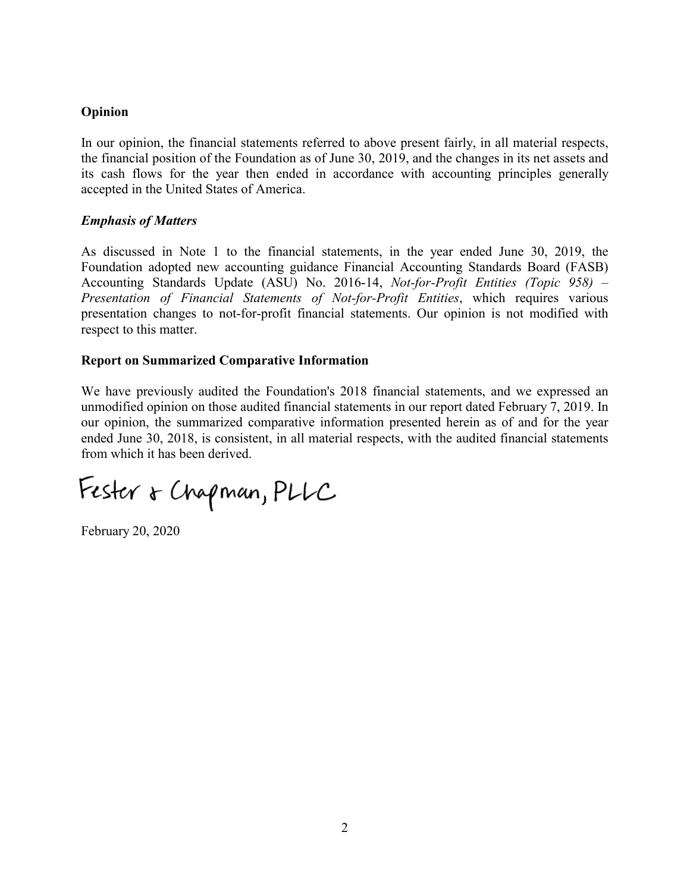**Opinion**

In our opinion, the financial statements referred to above present fairly, in all material respects, the financial position of the Foundation as of June 30, 2019, and the changes in its net assets and its cash flows for the year then ended in accordance with accounting principles generally accepted in the United States of America.

***Emphasis of Matters***

As discussed in Note 1 to the financial statements, in the year ended June 30, 2019, the Foundation adopted new accounting guidance Financial Accounting Standards Board (FASB) Accounting Standards Update (ASU) No. 2016-14, *Not-for-Profit Entities (Topic 958) – Presentation of Financial Statements of Not-for-Profit Entities*, which requires various presentation changes to not-for-profit financial statements. Our opinion is not modified with respect to this matter.

**Report on Summarized Comparative Information**

We have previously audited the Foundation's 2018 financial statements, and we expressed an unmodified opinion on those audited financial statements in our report dated February 7, 2019. In our opinion, the summarized comparative information presented herein as of and for the year ended June 30, 2018, is consistent, in all material respects, with the audited financial statements from which it has been derived.

Fester & Chapman, PLLC

February 20, 2020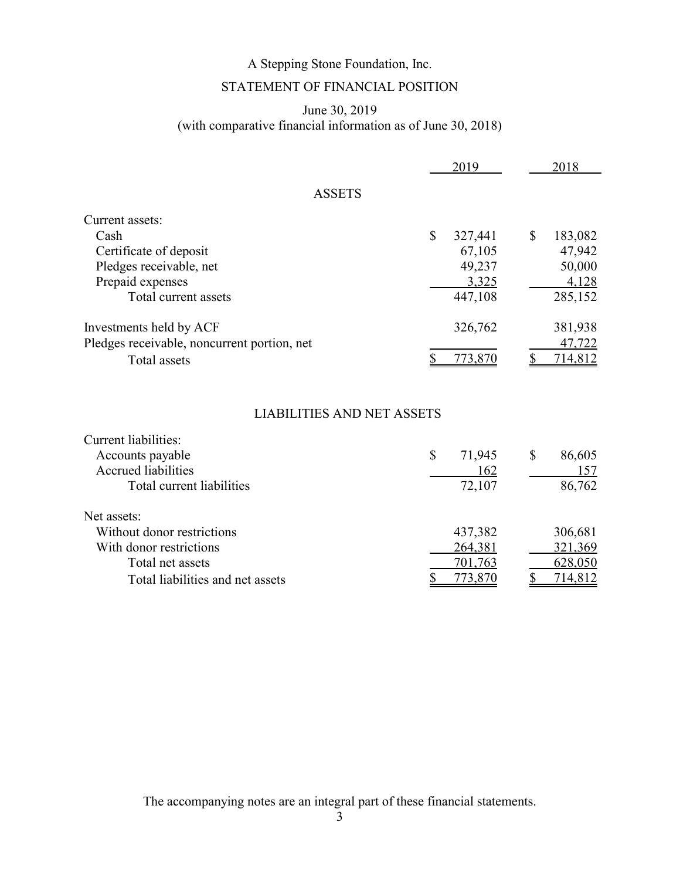# A Stepping Stone Foundation, Inc.

## STATEMENT OF FINANCIAL POSITION

June 30, 2019
(with comparative financial information as of June 30, 2018)

| | 2019 | 2018 |
|---|---|---|
| **ASSETS** | | |
| Current assets: | | |
| Cash | $ 327,441 | $ 183,082 |
| Certificate of deposit | 67,105 | 47,942 |
| Pledges receivable, net | 49,237 | 50,000 |
| Prepaid expenses | 3,325 | 4,128 |
| Total current assets | 447,108 | 285,152 |
| Investments held by ACF | 326,762 | 381,938 |
| Pledges receivable, noncurrent portion, net | | 47,722 |
| Total assets | $ 773,870 | $ 714,812 |
| **LIABILITIES AND NET ASSETS** | | |
| Current liabilities: | | |
| Accounts payable | $ 71,945 | $ 86,605 |
| Accrued liabilities | 162 | 157 |
| Total current liabilities | 72,107 | 86,762 |
| Net assets: | | |
| Without donor restrictions | 437,382 | 306,681 |
| With donor restrictions | 264,381 | 321,369 |
| Total net assets | 701,763 | 628,050 |
| Total liabilities and net assets | $ 773,870 | $ 714,812 |

The accompanying notes are an integral part of these financial statements.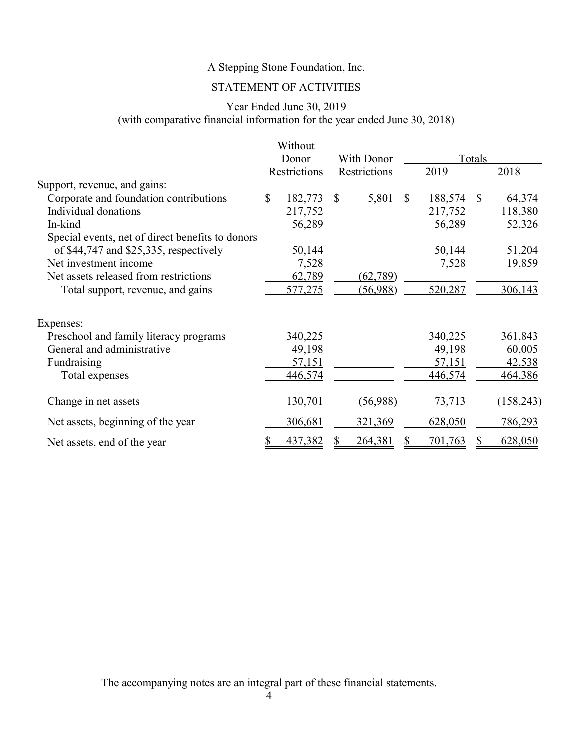A Stepping Stone Foundation, Inc.

STATEMENT OF ACTIVITIES

Year Ended June 30, 2019
(with comparative financial information for the year ended June 30, 2018)

| | Without Donor Restrictions | With Donor Restrictions | Totals 2019 | Totals 2018 |
|---|---|---|---|---|
| Support, revenue, and gains: | | | | |
| Corporate and foundation contributions | $ 182,773 | $ 5,801 | $ 188,574 | $ 64,374 |
| Individual donations | 217,752 | | 217,752 | 118,380 |
| In-kind | 56,289 | | 56,289 | 52,326 |
| Special events, net of direct benefits to donors of $44,747 and $25,335, respectively | 50,144 | | 50,144 | 51,204 |
| Net investment income | 7,528 | | 7,528 | 19,859 |
| Net assets released from restrictions | 62,789 | (62,789) | | |
| Total support, revenue, and gains | 577,275 | (56,988) | 520,287 | 306,143 |
| Expenses: | | | | |
| Preschool and family literacy programs | 340,225 | | 340,225 | 361,843 |
| General and administrative | 49,198 | | 49,198 | 60,005 |
| Fundraising | 57,151 | | 57,151 | 42,538 |
| Total expenses | 446,574 | | 446,574 | 464,386 |
| Change in net assets | 130,701 | (56,988) | 73,713 | (158,243) |
| Net assets, beginning of the year | 306,681 | 321,369 | 628,050 | 786,293 |
| Net assets, end of the year | $ 437,382 | $ 264,381 | $ 701,763 | $ 628,050 |

The accompanying notes are an integral part of these financial statements.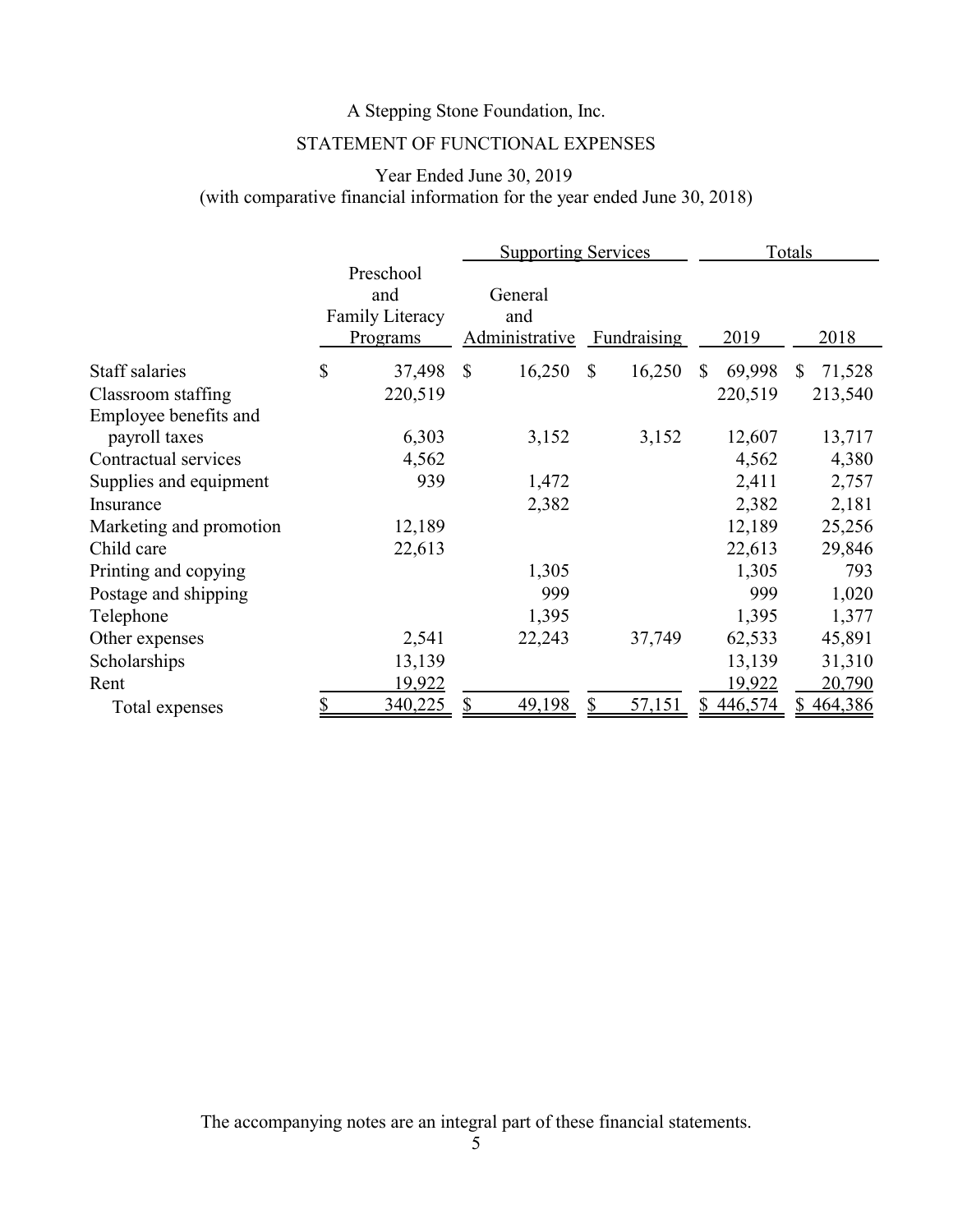A Stepping Stone Foundation, Inc.

STATEMENT OF FUNCTIONAL EXPENSES

Year Ended June 30, 2019
(with comparative financial information for the year ended June 30, 2018)

| | | Supporting Services | | Totals | |
|---|---|---|---|---|---|
| | Preschool and Family Literacy Programs | General and Administrative | Fundraising | 2019 | 2018 |
| Staff salaries | $ 37,498 | $ 16,250 | $ 16,250 | $ 69,998 | $ 71,528 |
| Classroom staffing | 220,519 | | | 220,519 | 213,540 |
| Employee benefits and payroll taxes | 6,303 | 3,152 | 3,152 | 12,607 | 13,717 |
| Contractual services | 4,562 | | | 4,562 | 4,380 |
| Supplies and equipment | 939 | 1,472 | | 2,411 | 2,757 |
| Insurance | | 2,382 | | 2,382 | 2,181 |
| Marketing and promotion | 12,189 | | | 12,189 | 25,256 |
| Child care | 22,613 | | | 22,613 | 29,846 |
| Printing and copying | | 1,305 | | 1,305 | 793 |
| Postage and shipping | | 999 | | 999 | 1,020 |
| Telephone | | 1,395 | | 1,395 | 1,377 |
| Other expenses | 2,541 | 22,243 | 37,749 | 62,533 | 45,891 |
| Scholarships | 13,139 | | | 13,139 | 31,310 |
| Rent | 19,922 | | | 19,922 | 20,790 |
| Total expenses | $ 340,225 | $ 49,198 | $ 57,151 | $ 446,574 | $ 464,386 |

The accompanying notes are an integral part of these financial statements.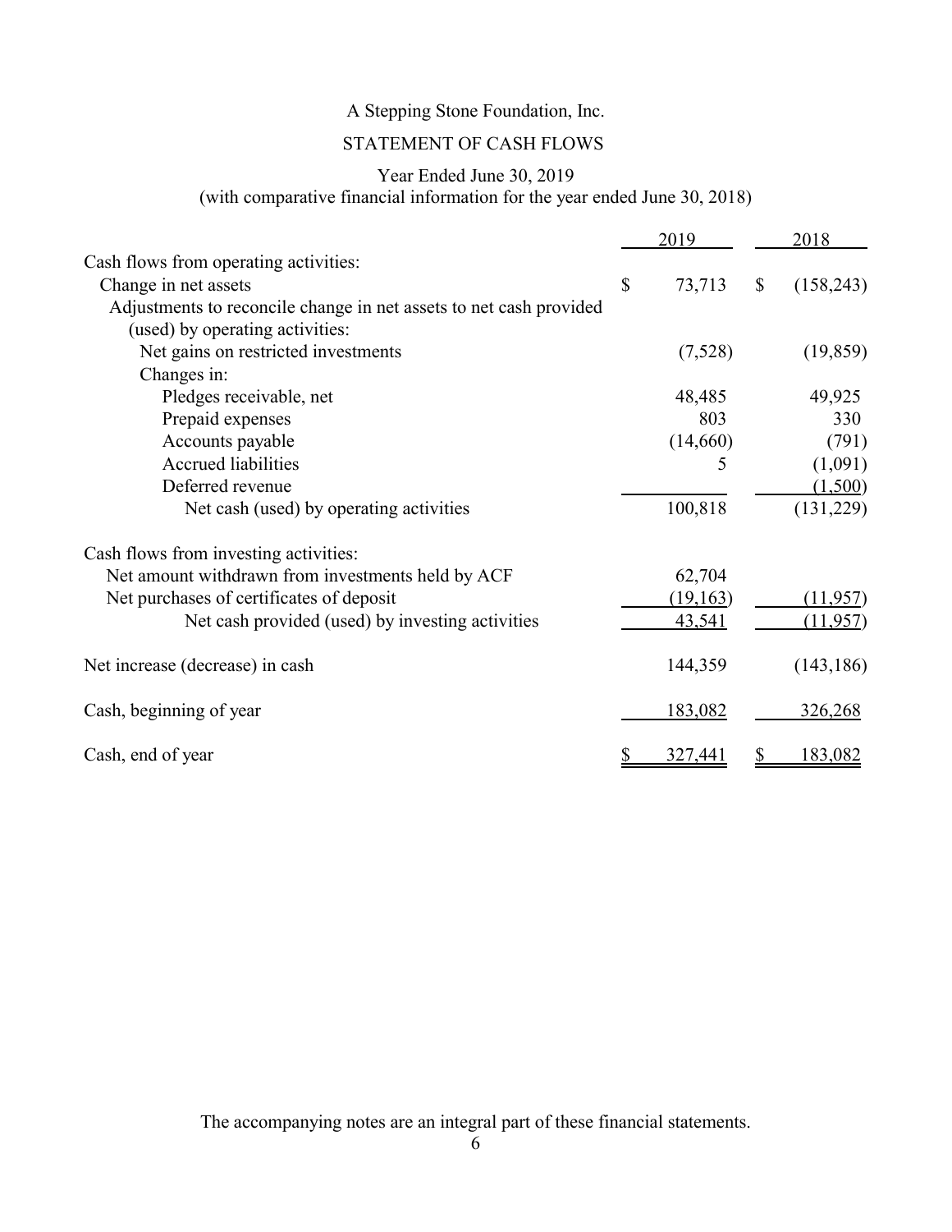# A Stepping Stone Foundation, Inc.

## STATEMENT OF CASH FLOWS

Year Ended June 30, 2019
(with comparative financial information for the year ended June 30, 2018)

| | 2019 | 2018 |
|---|---|---|
| Cash flows from operating activities: | | |
| Change in net assets | $ 73,713 | $ (158,243) |
| Adjustments to reconcile change in net assets to net cash provided (used) by operating activities: | | |
| Net gains on restricted investments | (7,528) | (19,859) |
| Changes in: | | |
| Pledges receivable, net | 48,485 | 49,925 |
| Prepaid expenses | 803 | 330 |
| Accounts payable | (14,660) | (791) |
| Accrued liabilities | 5 | (1,091) |
| Deferred revenue | | (1,500) |
| Net cash (used) by operating activities | 100,818 | (131,229) |
| Cash flows from investing activities: | | |
| Net amount withdrawn from investments held by ACF | 62,704 | |
| Net purchases of certificates of deposit | (19,163) | (11,957) |
| Net cash provided (used) by investing activities | 43,541 | (11,957) |
| Net increase (decrease) in cash | 144,359 | (143,186) |
| Cash, beginning of year | 183,082 | 326,268 |
| Cash, end of year | $ 327,441 | $ 183,082 |

The accompanying notes are an integral part of these financial statements.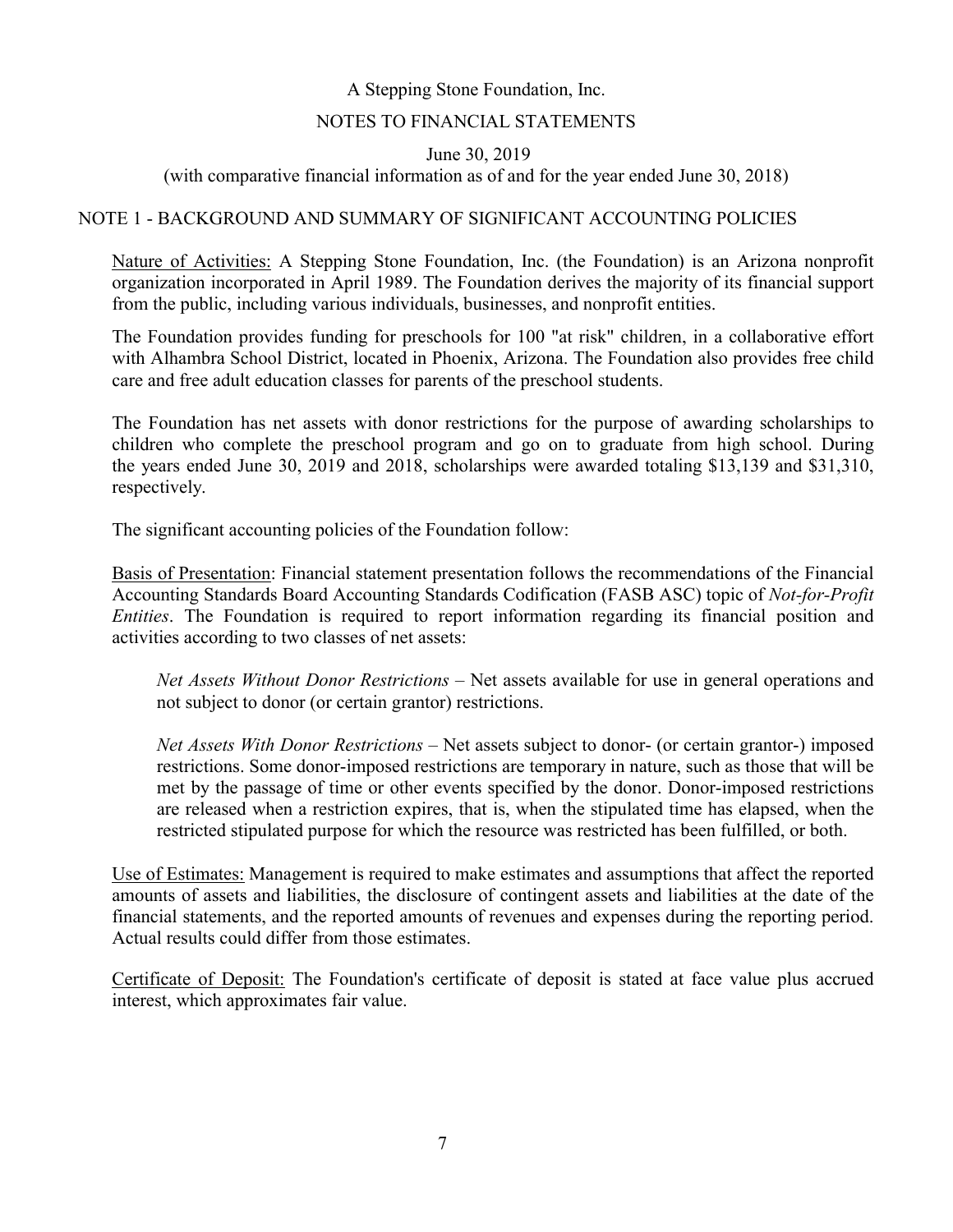A Stepping Stone Foundation, Inc.

NOTES TO FINANCIAL STATEMENTS

June 30, 2019

(with comparative financial information as of and for the year ended June 30, 2018)

## NOTE 1 - BACKGROUND AND SUMMARY OF SIGNIFICANT ACCOUNTING POLICIES

Nature of Activities: A Stepping Stone Foundation, Inc. (the Foundation) is an Arizona nonprofit organization incorporated in April 1989. The Foundation derives the majority of its financial support from the public, including various individuals, businesses, and nonprofit entities.

The Foundation provides funding for preschools for 100 "at risk" children, in a collaborative effort with Alhambra School District, located in Phoenix, Arizona. The Foundation also provides free child care and free adult education classes for parents of the preschool students.

The Foundation has net assets with donor restrictions for the purpose of awarding scholarships to children who complete the preschool program and go on to graduate from high school. During the years ended June 30, 2019 and 2018, scholarships were awarded totaling $13,139 and $31,310, respectively.

The significant accounting policies of the Foundation follow:

Basis of Presentation: Financial statement presentation follows the recommendations of the Financial Accounting Standards Board Accounting Standards Codification (FASB ASC) topic of *Not-for-Profit Entities*. The Foundation is required to report information regarding its financial position and activities according to two classes of net assets:

*Net Assets Without Donor Restrictions* – Net assets available for use in general operations and not subject to donor (or certain grantor) restrictions.

*Net Assets With Donor Restrictions* – Net assets subject to donor- (or certain grantor-) imposed restrictions. Some donor-imposed restrictions are temporary in nature, such as those that will be met by the passage of time or other events specified by the donor. Donor-imposed restrictions are released when a restriction expires, that is, when the stipulated time has elapsed, when the restricted stipulated purpose for which the resource was restricted has been fulfilled, or both.

Use of Estimates: Management is required to make estimates and assumptions that affect the reported amounts of assets and liabilities, the disclosure of contingent assets and liabilities at the date of the financial statements, and the reported amounts of revenues and expenses during the reporting period. Actual results could differ from those estimates.

Certificate of Deposit: The Foundation's certificate of deposit is stated at face value plus accrued interest, which approximates fair value.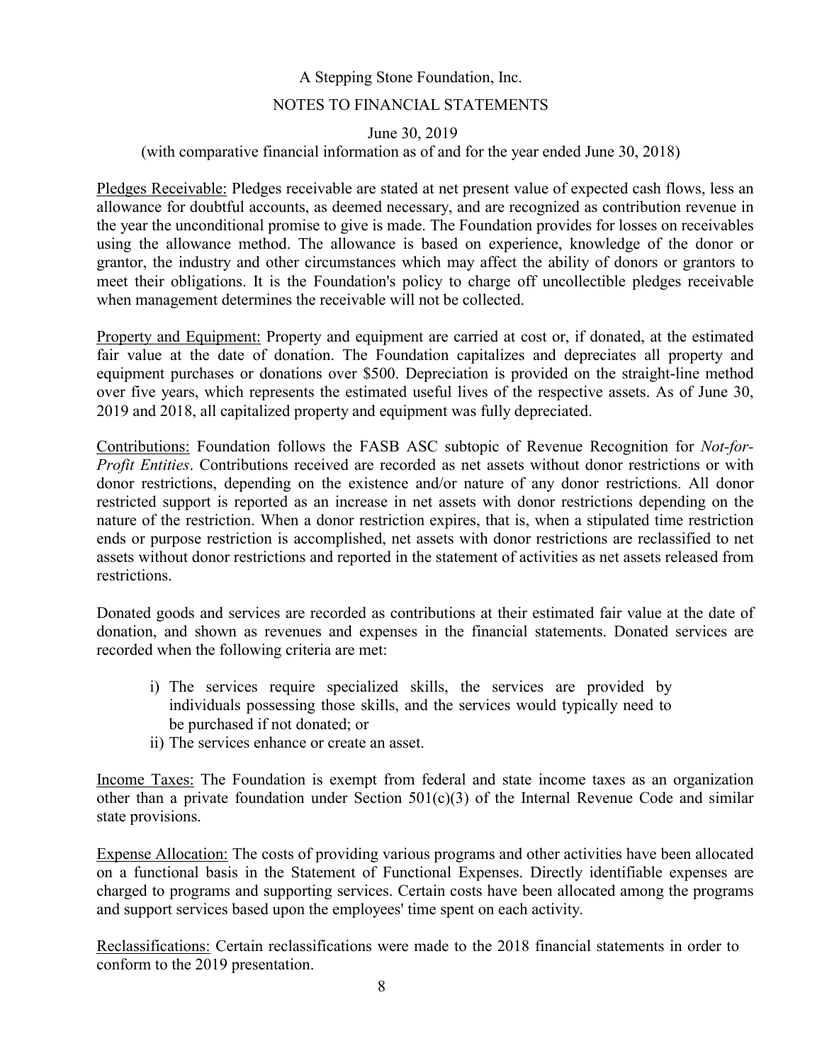Pledges Receivable: Pledges receivable are stated at net present value of expected cash flows, less an allowance for doubtful accounts, as deemed necessary, and are recognized as contribution revenue in the year the unconditional promise to give is made. The Foundation provides for losses on receivables using the allowance method. The allowance is based on experience, knowledge of the donor or grantor, the industry and other circumstances which may affect the ability of donors or grantors to meet their obligations. It is the Foundation's policy to charge off uncollectible pledges receivable when management determines the receivable will not be collected.

Property and Equipment: Property and equipment are carried at cost or, if donated, at the estimated fair value at the date of donation. The Foundation capitalizes and depreciates all property and equipment purchases or donations over $500. Depreciation is provided on the straight-line method over five years, which represents the estimated useful lives of the respective assets. As of June 30, 2019 and 2018, all capitalized property and equipment was fully depreciated.

Contributions: Foundation follows the FASB ASC subtopic of Revenue Recognition for *Not-for-Profit Entities*. Contributions received are recorded as net assets without donor restrictions or with donor restrictions, depending on the existence and/or nature of any donor restrictions. All donor restricted support is reported as an increase in net assets with donor restrictions depending on the nature of the restriction. When a donor restriction expires, that is, when a stipulated time restriction ends or purpose restriction is accomplished, net assets with donor restrictions are reclassified to net assets without donor restrictions and reported in the statement of activities as net assets released from restrictions.

Donated goods and services are recorded as contributions at their estimated fair value at the date of donation, and shown as revenues and expenses in the financial statements. Donated services are recorded when the following criteria are met:

i) The services require specialized skills, the services are provided by individuals possessing those skills, and the services would typically need to be purchased if not donated; or
ii) The services enhance or create an asset.

Income Taxes: The Foundation is exempt from federal and state income taxes as an organization other than a private foundation under Section 501(c)(3) of the Internal Revenue Code and similar state provisions.

Expense Allocation: The costs of providing various programs and other activities have been allocated on a functional basis in the Statement of Functional Expenses. Directly identifiable expenses are charged to programs and supporting services. Certain costs have been allocated among the programs and support services based upon the employees' time spent on each activity.

Reclassifications: Certain reclassifications were made to the 2018 financial statements in order to conform to the 2019 presentation.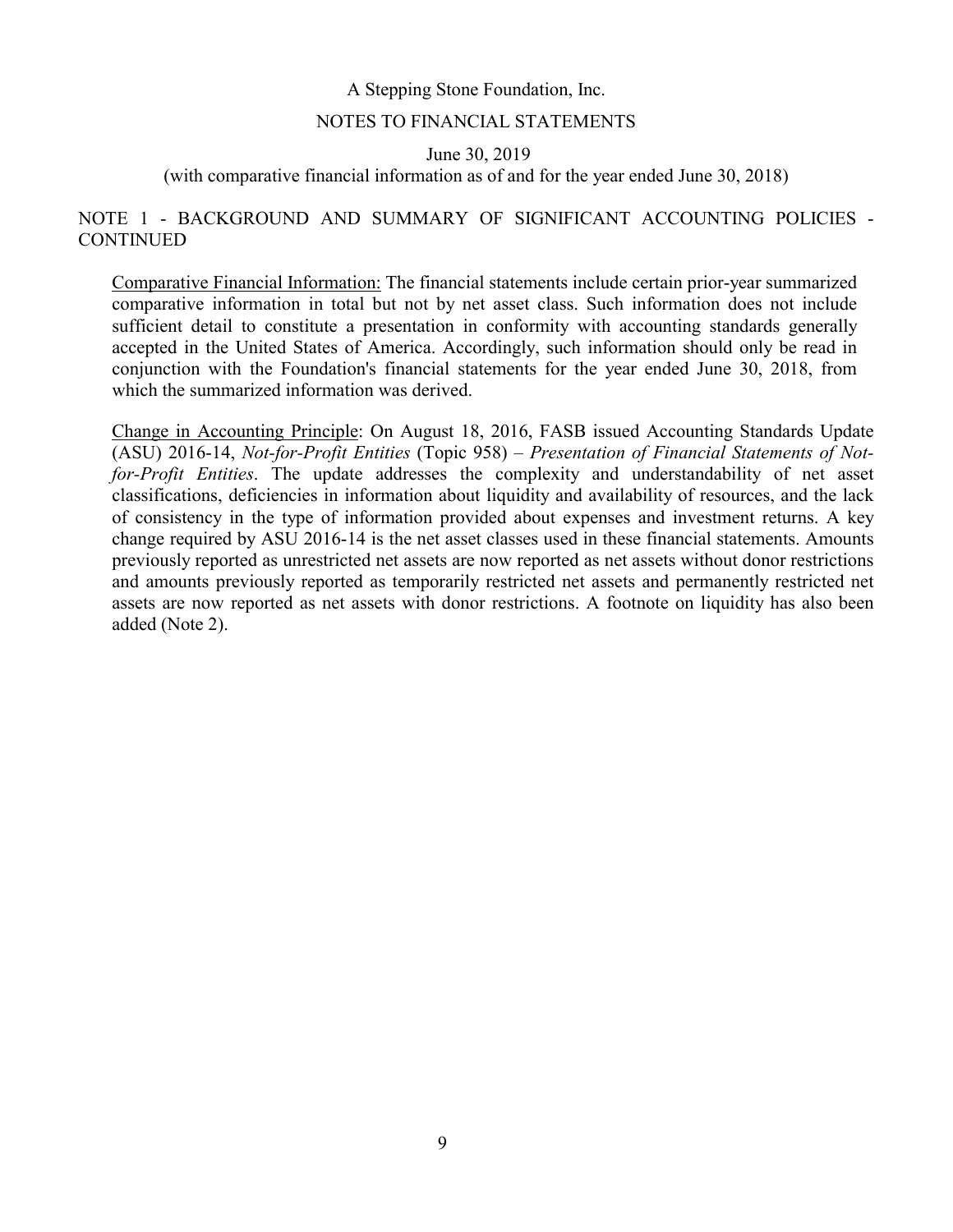## NOTE 1 - BACKGROUND AND SUMMARY OF SIGNIFICANT ACCOUNTING POLICIES - CONTINUED

Comparative Financial Information: The financial statements include certain prior-year summarized comparative information in total but not by net asset class. Such information does not include sufficient detail to constitute a presentation in conformity with accounting standards generally accepted in the United States of America. Accordingly, such information should only be read in conjunction with the Foundation's financial statements for the year ended June 30, 2018, from which the summarized information was derived.

Change in Accounting Principle: On August 18, 2016, FASB issued Accounting Standards Update (ASU) 2016-14, *Not-for-Profit Entities* (Topic 958) – *Presentation of Financial Statements of Not-for-Profit Entities*. The update addresses the complexity and understandability of net asset classifications, deficiencies in information about liquidity and availability of resources, and the lack of consistency in the type of information provided about expenses and investment returns. A key change required by ASU 2016-14 is the net asset classes used in these financial statements. Amounts previously reported as unrestricted net assets are now reported as net assets without donor restrictions and amounts previously reported as temporarily restricted net assets and permanently restricted net assets are now reported as net assets with donor restrictions. A footnote on liquidity has also been added (Note 2).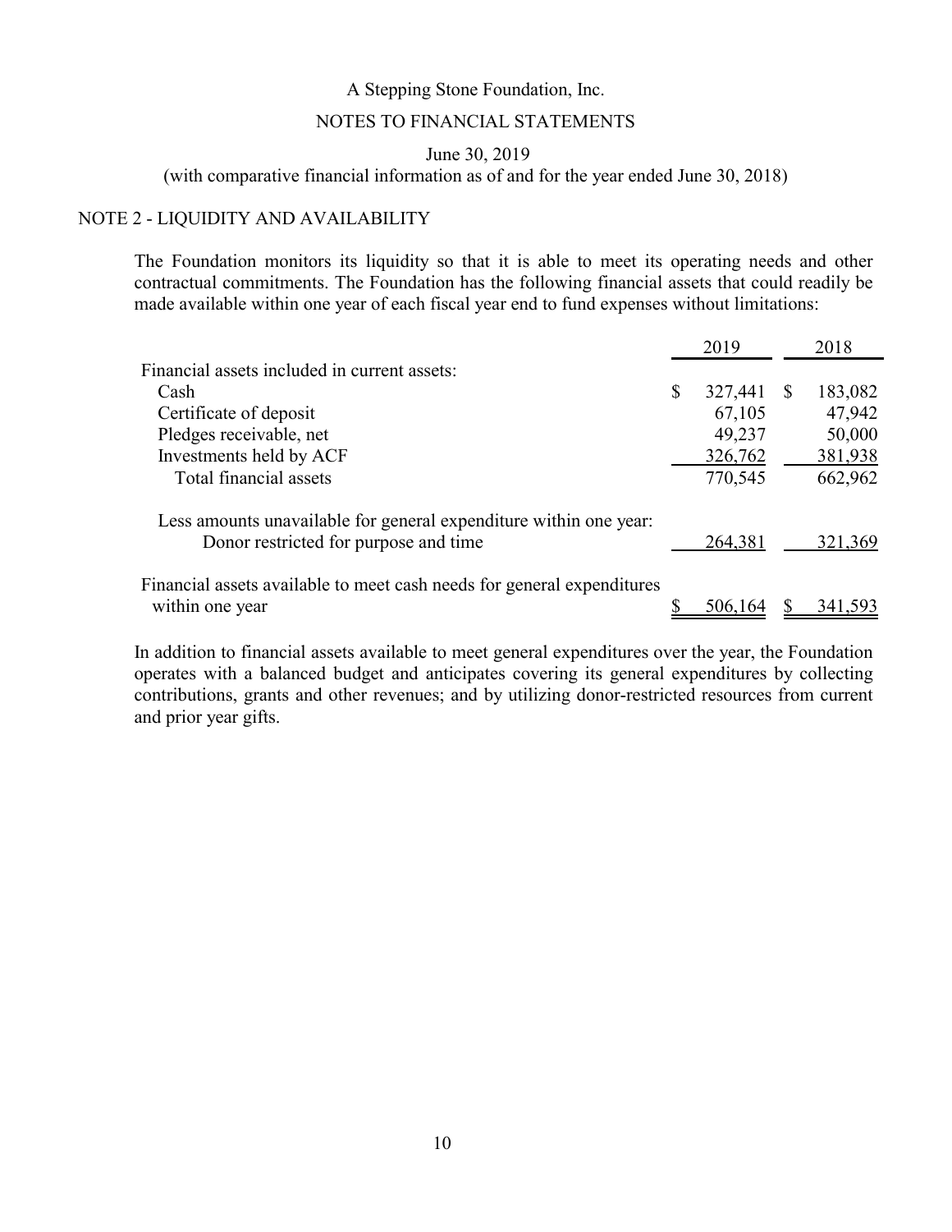A Stepping Stone Foundation, Inc.

NOTES TO FINANCIAL STATEMENTS

June 30, 2019

(with comparative financial information as of and for the year ended June 30, 2018)

## NOTE 2 - LIQUIDITY AND AVAILABILITY

The Foundation monitors its liquidity so that it is able to meet its operating needs and other contractual commitments. The Foundation has the following financial assets that could readily be made available within one year of each fiscal year end to fund expenses without limitations:

| | 2019 | 2018 |
|---|---|---|
| Financial assets included in current assets: | | |
| Cash | $ 327,441 | $ 183,082 |
| Certificate of deposit | 67,105 | 47,942 |
| Pledges receivable, net | 49,237 | 50,000 |
| Investments held by ACF | 326,762 | 381,938 |
| Total financial assets | 770,545 | 662,962 |
| Less amounts unavailable for general expenditure within one year: | | |
| Donor restricted for purpose and time | 264,381 | 321,369 |
| Financial assets available to meet cash needs for general expenditures within one year | $ 506,164 | $ 341,593 |

In addition to financial assets available to meet general expenditures over the year, the Foundation operates with a balanced budget and anticipates covering its general expenditures by collecting contributions, grants and other revenues; and by utilizing donor-restricted resources from current and prior year gifts.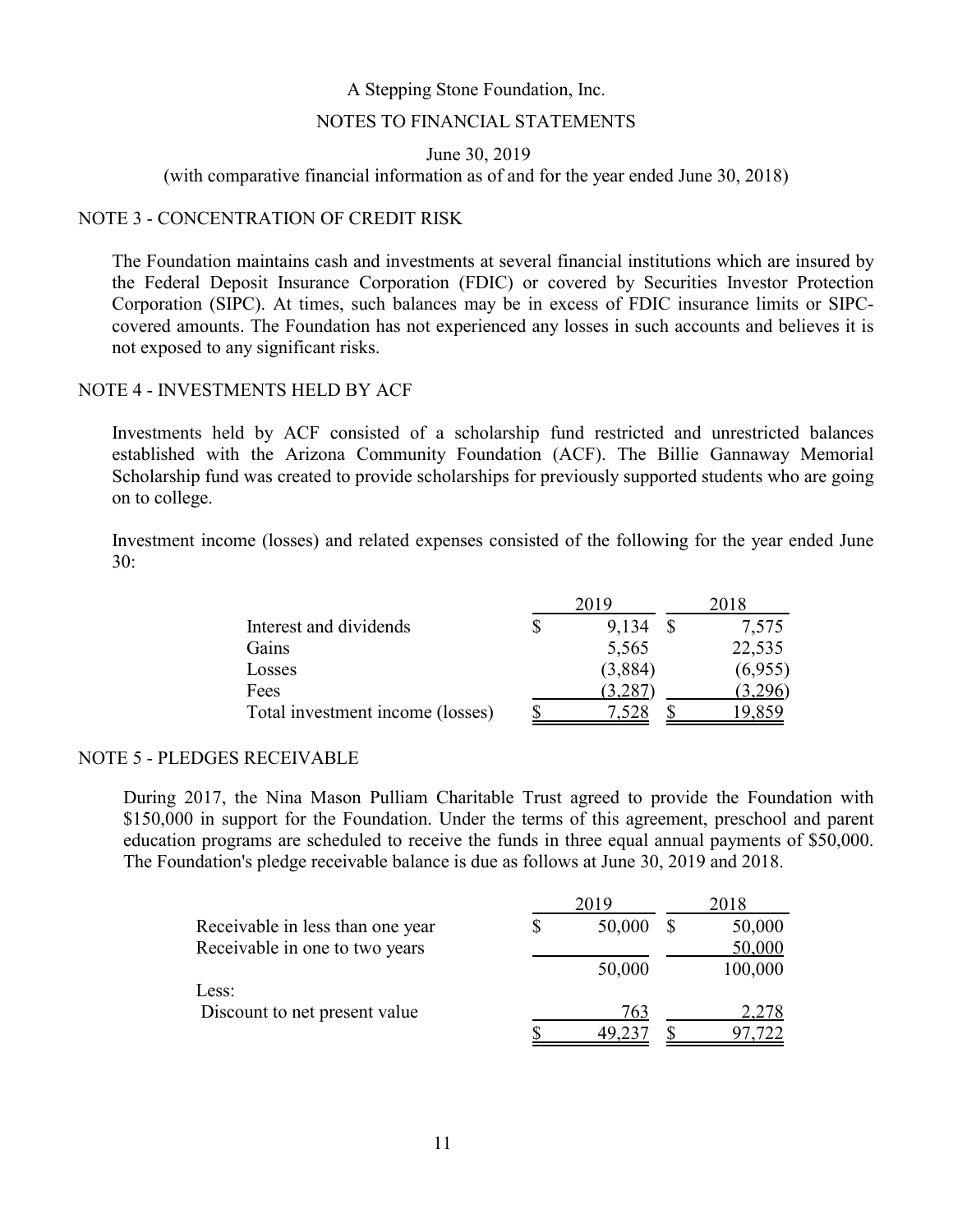A Stepping Stone Foundation, Inc.

NOTES TO FINANCIAL STATEMENTS

June 30, 2019

(with comparative financial information as of and for the year ended June 30, 2018)

## NOTE 3 - CONCENTRATION OF CREDIT RISK

The Foundation maintains cash and investments at several financial institutions which are insured by the Federal Deposit Insurance Corporation (FDIC) or covered by Securities Investor Protection Corporation (SIPC). At times, such balances may be in excess of FDIC insurance limits or SIPC-covered amounts. The Foundation has not experienced any losses in such accounts and believes it is not exposed to any significant risks.

## NOTE 4 - INVESTMENTS HELD BY ACF

Investments held by ACF consisted of a scholarship fund restricted and unrestricted balances established with the Arizona Community Foundation (ACF). The Billie Gannaway Memorial Scholarship fund was created to provide scholarships for previously supported students who are going on to college.

Investment income (losses) and related expenses consisted of the following for the year ended June 30:

| | 2019 | 2018 |
|---|---|---|
| Interest and dividends | $ 9,134 | $ 7,575 |
| Gains | 5,565 | 22,535 |
| Losses | (3,884) | (6,955) |
| Fees | (3,287) | (3,296) |
| Total investment income (losses) | $ 7,528 | $ 19,859 |

## NOTE 5 - PLEDGES RECEIVABLE

During 2017, the Nina Mason Pulliam Charitable Trust agreed to provide the Foundation with $150,000 in support for the Foundation. Under the terms of this agreement, preschool and parent education programs are scheduled to receive the funds in three equal annual payments of $50,000. The Foundation's pledge receivable balance is due as follows at June 30, 2019 and 2018.

| | 2019 | 2018 |
|---|---|---|
| Receivable in less than one year | $ 50,000 | $ 50,000 |
| Receivable in one to two years | | 50,000 |
| | 50,000 | 100,000 |
| Less: | | |
| Discount to net present value | 763 | 2,278 |
| | $ 49,237 | $ 97,722 |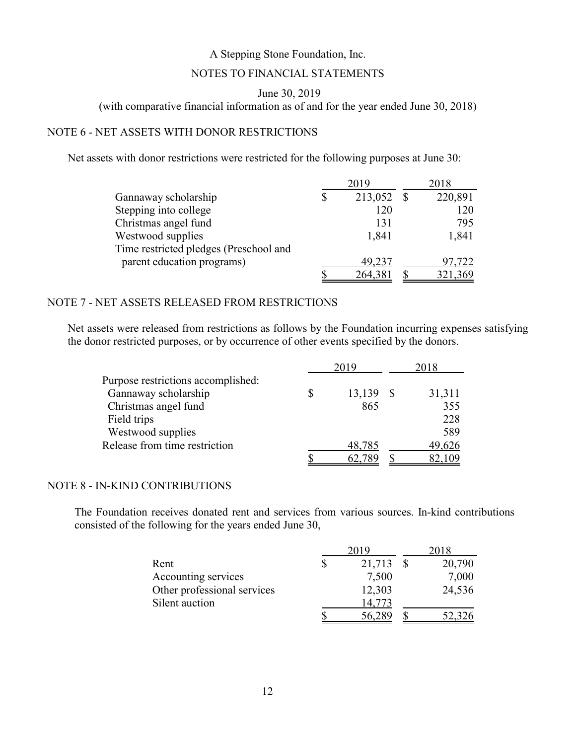A Stepping Stone Foundation, Inc.

NOTES TO FINANCIAL STATEMENTS

June 30, 2019

(with comparative financial information as of and for the year ended June 30, 2018)

## NOTE 6 - NET ASSETS WITH DONOR RESTRICTIONS

Net assets with donor restrictions were restricted for the following purposes at June 30:

| | 2019 | 2018 |
|---|---|---|
| Gannaway scholarship | $ 213,052 | $ 220,891 |
| Stepping into college | 120 | 120 |
| Christmas angel fund | 131 | 795 |
| Westwood supplies | 1,841 | 1,841 |
| Time restricted pledges (Preschool and parent education programs) | 49,237 | 97,722 |
| | $ 264,381 | $ 321,369 |

## NOTE 7 - NET ASSETS RELEASED FROM RESTRICTIONS

Net assets were released from restrictions as follows by the Foundation incurring expenses satisfying the donor restricted purposes, or by occurrence of other events specified by the donors.

| | 2019 | 2018 |
|---|---|---|
| Purpose restrictions accomplished: | | |
| Gannaway scholarship | $ 13,139 | $ 31,311 |
| Christmas angel fund | 865 | 355 |
| Field trips | | 228 |
| Westwood supplies | | 589 |
| Release from time restriction | 48,785 | 49,626 |
| | $ 62,789 | $ 82,109 |

## NOTE 8 - IN-KIND CONTRIBUTIONS

The Foundation receives donated rent and services from various sources. In-kind contributions consisted of the following for the years ended June 30,

| | 2019 | 2018 |
|---|---|---|
| Rent | $ 21,713 | $ 20,790 |
| Accounting services | 7,500 | 7,000 |
| Other professional services | 12,303 | 24,536 |
| Silent auction | 14,773 | |
| | $ 56,289 | $ 52,326 |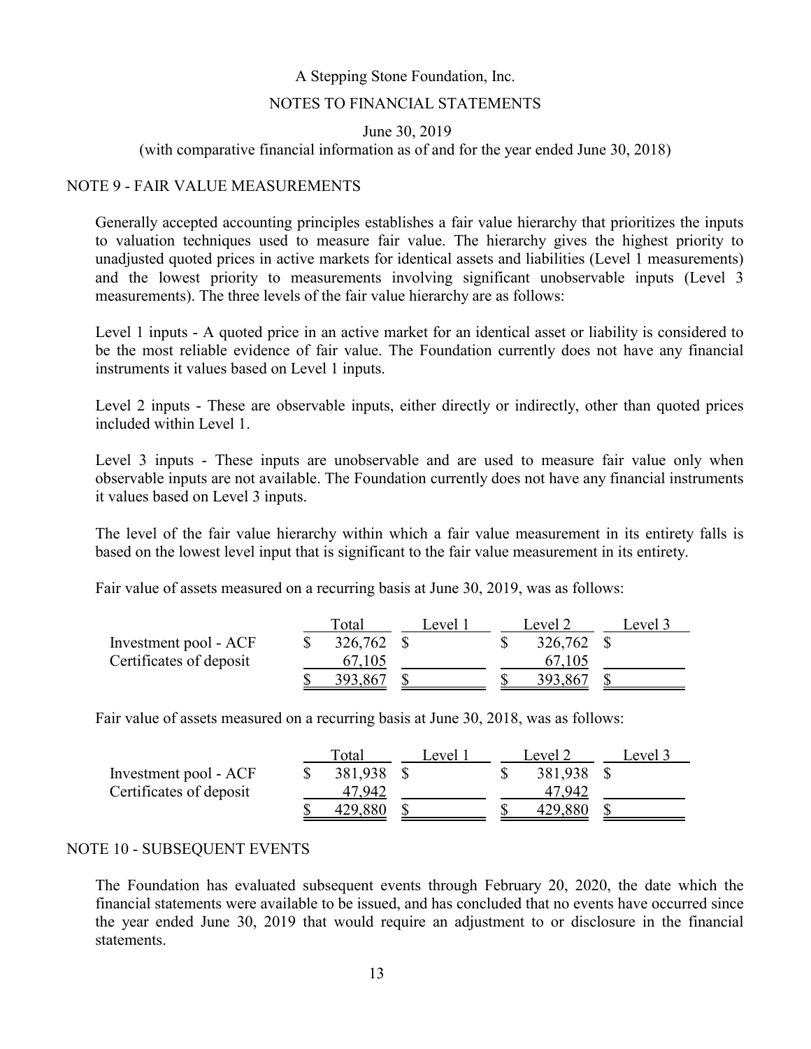A Stepping Stone Foundation, Inc.

NOTES TO FINANCIAL STATEMENTS

June 30, 2019

(with comparative financial information as of and for the year ended June 30, 2018)

## NOTE 9 - FAIR VALUE MEASUREMENTS

Generally accepted accounting principles establishes a fair value hierarchy that prioritizes the inputs to valuation techniques used to measure fair value. The hierarchy gives the highest priority to unadjusted quoted prices in active markets for identical assets and liabilities (Level 1 measurements) and the lowest priority to measurements involving significant unobservable inputs (Level 3 measurements). The three levels of the fair value hierarchy are as follows:

Level 1 inputs - A quoted price in an active market for an identical asset or liability is considered to be the most reliable evidence of fair value. The Foundation currently does not have any financial instruments it values based on Level 1 inputs.

Level 2 inputs - These are observable inputs, either directly or indirectly, other than quoted prices included within Level 1.

Level 3 inputs - These inputs are unobservable and are used to measure fair value only when observable inputs are not available. The Foundation currently does not have any financial instruments it values based on Level 3 inputs.

The level of the fair value hierarchy within which a fair value measurement in its entirety falls is based on the lowest level input that is significant to the fair value measurement in its entirety.

Fair value of assets measured on a recurring basis at June 30, 2019, was as follows:

| | Total | Level 1 | Level 2 | Level 3 |
|---|---|---|---|---|
| Investment pool - ACF | $ 326,762 | $ | $ 326,762 | $ |
| Certificates of deposit | 67,105 | | 67,105 | |
| | $ 393,867 | $ | $ 393,867 | $ |

Fair value of assets measured on a recurring basis at June 30, 2018, was as follows:

| | Total | Level 1 | Level 2 | Level 3 |
|---|---|---|---|---|
| Investment pool - ACF | $ 381,938 | $ | $ 381,938 | $ |
| Certificates of deposit | 47,942 | | 47,942 | |
| | $ 429,880 | $ | $ 429,880 | $ |

## NOTE 10 - SUBSEQUENT EVENTS

The Foundation has evaluated subsequent events through February 20, 2020, the date which the financial statements were available to be issued, and has concluded that no events have occurred since the year ended June 30, 2019 that would require an adjustment to or disclosure in the financial statements.